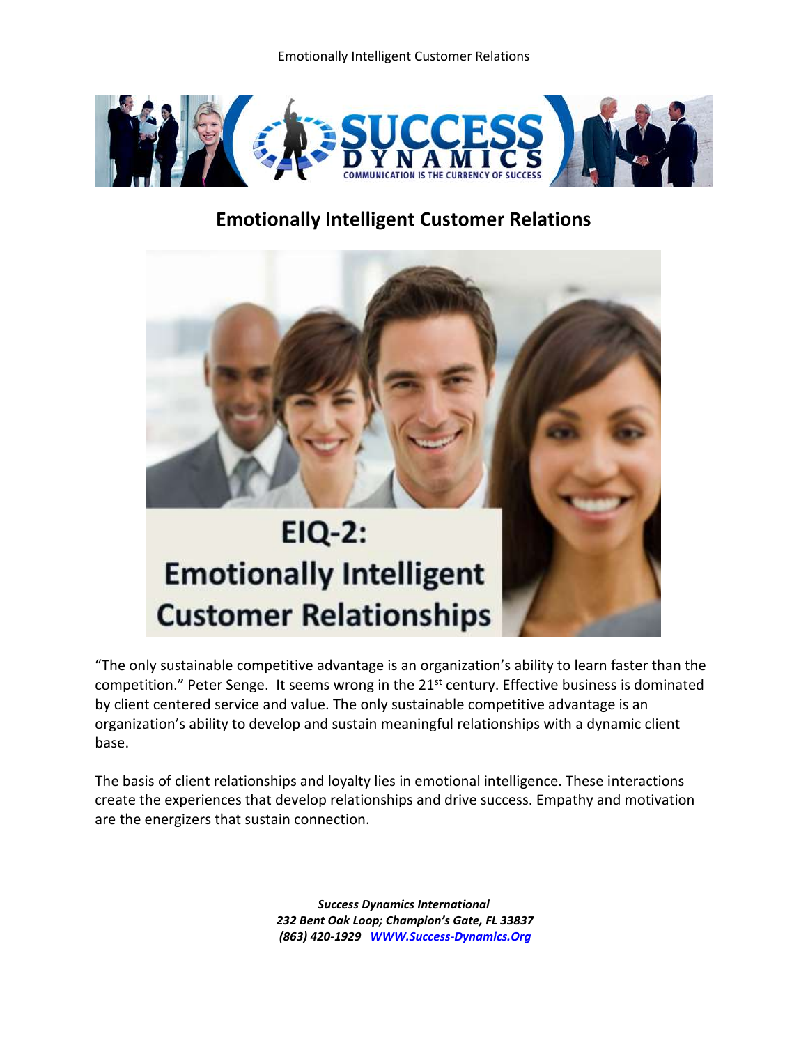# Emotionally Intelligent Customer Relations

"The only sustainable competitive advantage is an organization's ability to learn faster than the competition." Peter Senge. It seems wrong in the 21st century. Effective business is dominated by client centered service and value. The only sustainable competitive advantage is an organization's ability to develop and sustain meaningful relationships with a dynamic client base.

The basis of client relationships and loyalty lies in emotional intelligence. These interactions create the experiences that develop relationships and drive success. Empathy and motivation are the energizers that sustain connection.

***Success Dynamics International***
***232 Bent Oak Loop; Champion's Gate, FL 33837***
***(863) 420-1929 WWW.Success-Dynamics.Org***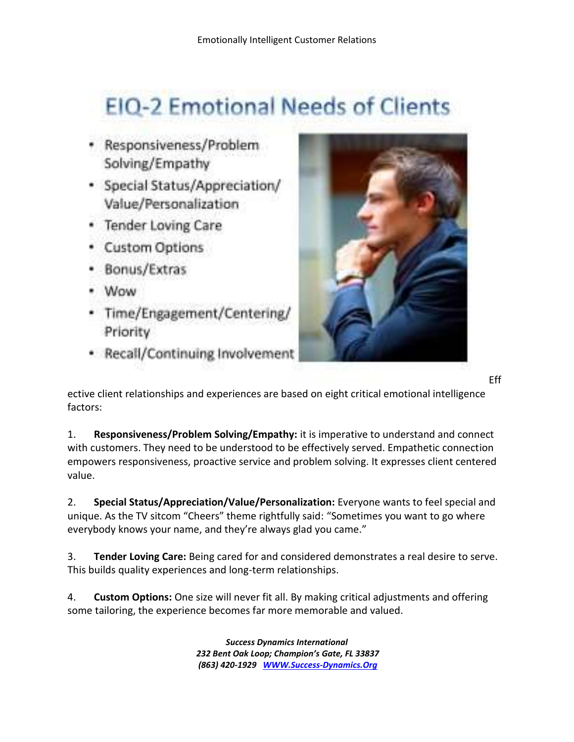# EIQ-2 Emotional Needs of Clients

- Responsiveness/Problem Solving/Empathy
- Special Status/Appreciation/Value/Personalization
- Tender Loving Care
- Custom Options
- Bonus/Extras
- Wow
- Time/Engagement/Centering/Priority
- Recall/Continuing Involvement

Effective client relationships and experiences are based on eight critical emotional intelligence factors:

1. **Responsiveness/Problem Solving/Empathy:** it is imperative to understand and connect with customers. They need to be understood to be effectively served. Empathetic connection empowers responsiveness, proactive service and problem solving. It expresses client centered value.

2. **Special Status/Appreciation/Value/Personalization:** Everyone wants to feel special and unique. As the TV sitcom "Cheers" theme rightfully said: "Sometimes you want to go where everybody knows your name, and they're always glad you came."

3. **Tender Loving Care:** Being cared for and considered demonstrates a real desire to serve. This builds quality experiences and long-term relationships.

4. **Custom Options:** One size will never fit all. By making critical adjustments and offering some tailoring, the experience becomes far more memorable and valued.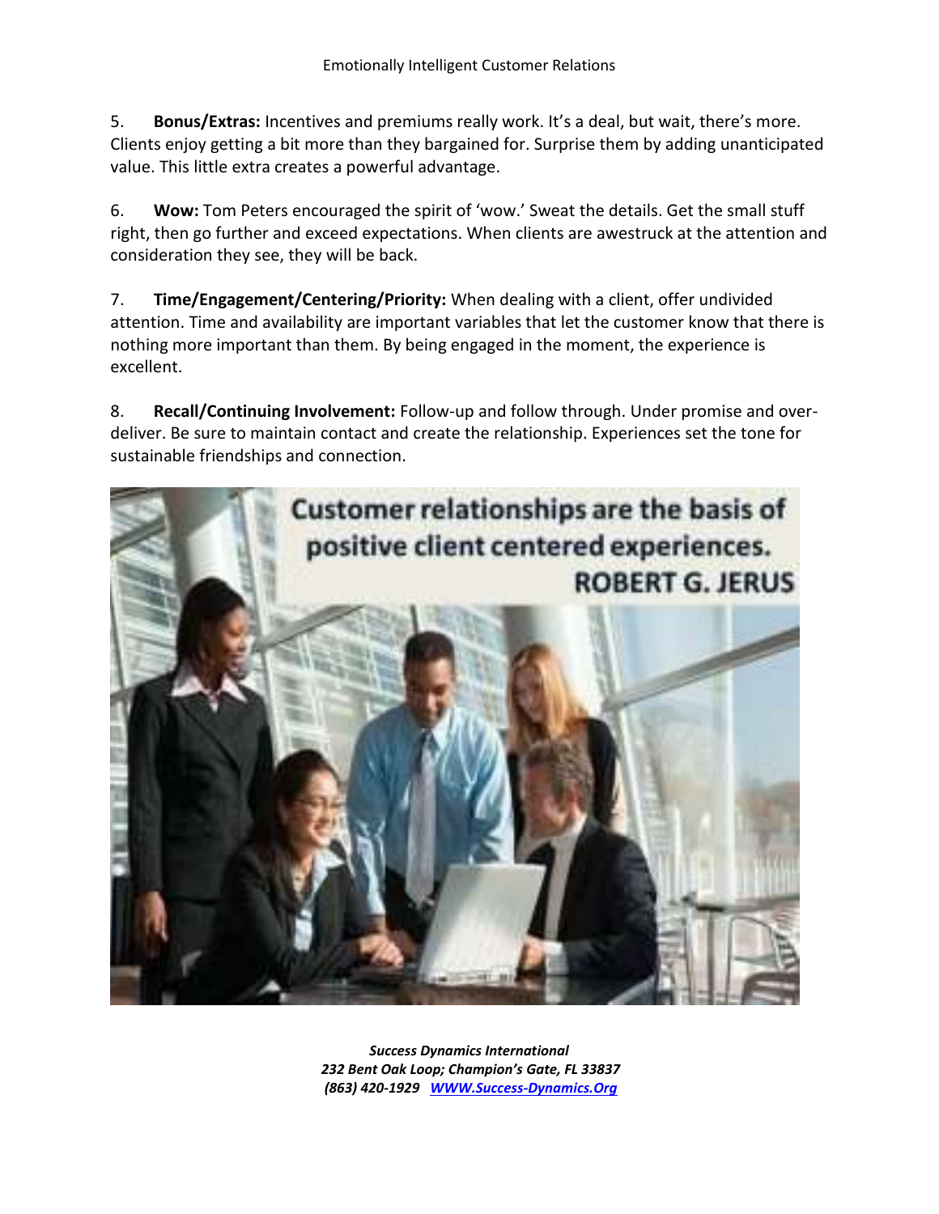5. **Bonus/Extras:** Incentives and premiums really work. It's a deal, but wait, there's more. Clients enjoy getting a bit more than they bargained for. Surprise them by adding unanticipated value. This little extra creates a powerful advantage.

6. **Wow:** Tom Peters encouraged the spirit of 'wow.' Sweat the details. Get the small stuff right, then go further and exceed expectations. When clients are awestruck at the attention and consideration they see, they will be back.

7. **Time/Engagement/Centering/Priority:** When dealing with a client, offer undivided attention. Time and availability are important variables that let the customer know that there is nothing more important than them. By being engaged in the moment, the experience is excellent.

8. **Recall/Continuing Involvement:** Follow-up and follow through. Under promise and over-deliver. Be sure to maintain contact and create the relationship. Experiences set the tone for sustainable friendships and connection.

Customer relationships are the basis of positive client centered experiences.
ROBERT G. JERUS

***Success Dynamics International***
***232 Bent Oak Loop; Champion's Gate, FL 33837***
***(863) 420-1929 WWW.Success-Dynamics.Org***